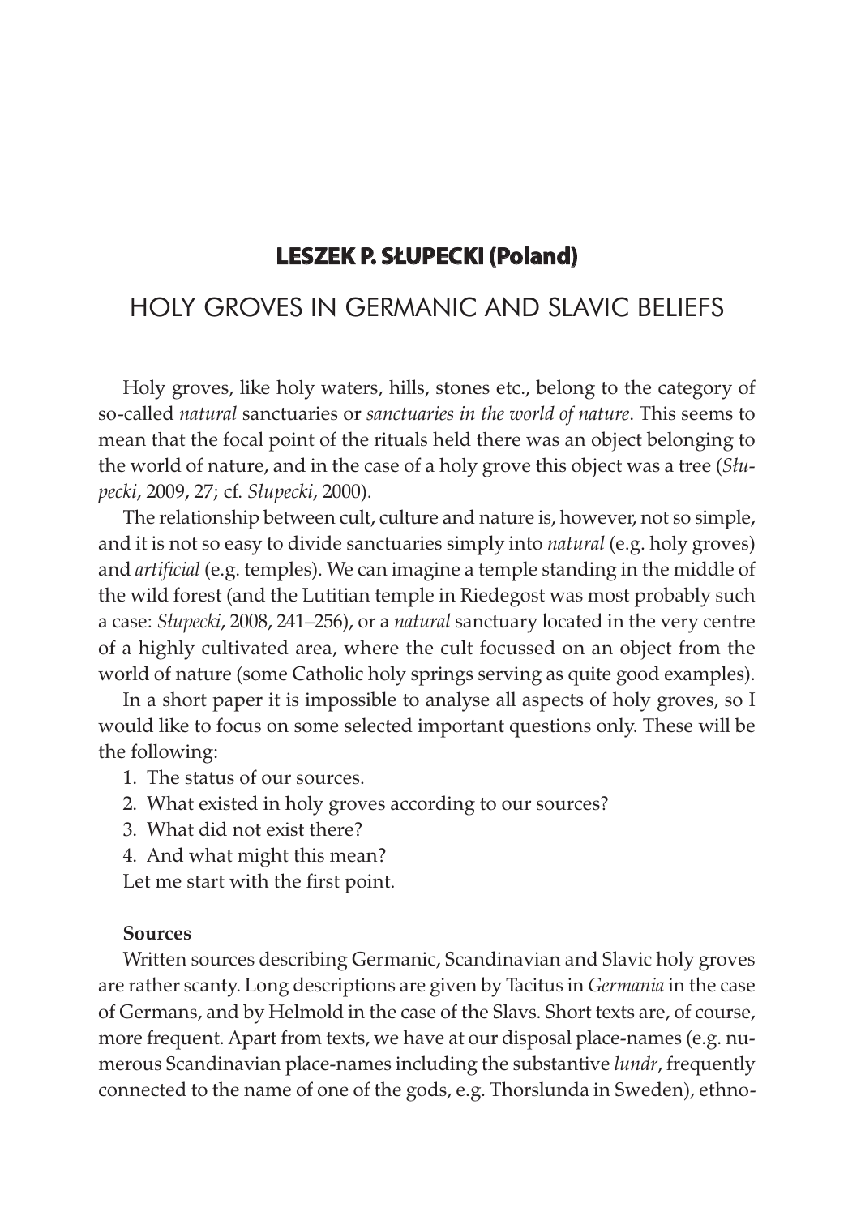**LESZEK P. SŁUPECKI (Poland)**

# HOLY GROVES IN GERMANIC AND SLAVIC BELIEFS

Holy groves, like holy waters, hills, stones etc., belong to the category of so-called *natural* sanctuaries or *sanctuaries in the world of nature*. This seems to mean that the focal point of the rituals held there was an object belonging to the world of nature, and in the case of a holy grove this object was a tree (*Słupecki*, 2009, 27; cf. *Słupecki*, 2000).

The relationship between cult, culture and nature is, however, not so simple, and it is not so easy to divide sanctuaries simply into *natural* (e.g. holy groves) and *artificial* (e.g. temples). We can imagine a temple standing in the middle of the wild forest (and the Lutitian temple in Riedegost was most probably such a case: *Słupecki*, 2008, 241–256), or a *natural* sanctuary located in the very centre of a highly cultivated area, where the cult focussed on an object from the world of nature (some Catholic holy springs serving as quite good examples).

In a short paper it is impossible to analyse all aspects of holy groves, so I would like to focus on some selected important questions only. These will be the following:

1. The status of our sources.
2. What existed in holy groves according to our sources?
3. What did not exist there?
4. And what might this mean?

Let me start with the first point.

**Sources**

Written sources describing Germanic, Scandinavian and Slavic holy groves are rather scanty. Long descriptions are given by Tacitus in *Germania* in the case of Germans, and by Helmold in the case of the Slavs. Short texts are, of course, more frequent. Apart from texts, we have at our disposal place-names (e.g. numerous Scandinavian place-names including the substantive *lundr*, frequently connected to the name of one of the gods, e.g. Thorslunda in Sweden), ethno-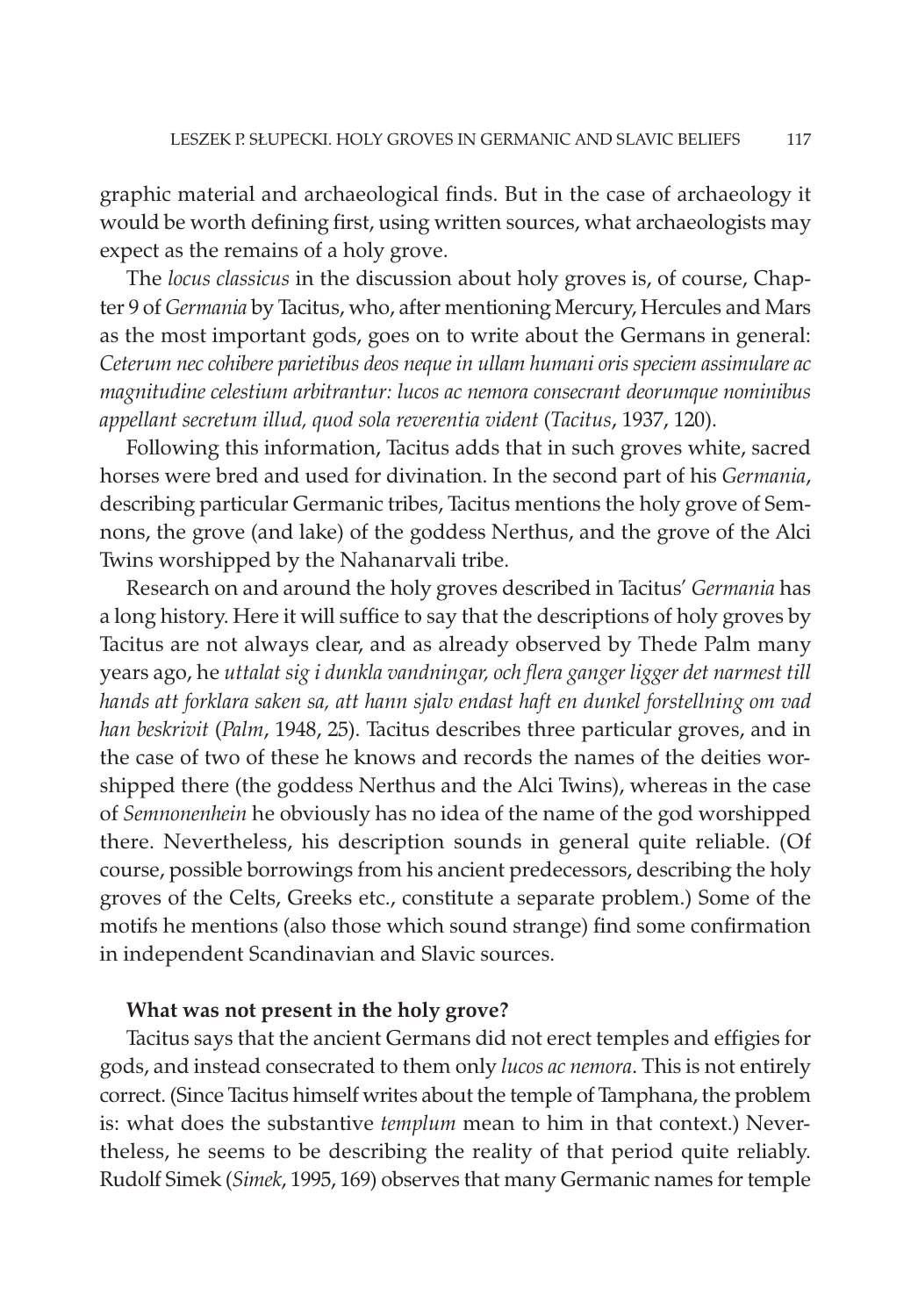graphic material and archaeological finds. But in the case of archaeology it would be worth defining first, using written sources, what archaeologists may expect as the remains of a holy grove.

The *locus classicus* in the discussion about holy groves is, of course, Chapter 9 of *Germania* by Tacitus, who, after mentioning Mercury, Hercules and Mars as the most important gods, goes on to write about the Germans in general: *Ceterum nec cohibere parietibus deos neque in ullam humani oris speciem assimulare ac magnitudine celestium arbitrantur: lucos ac nemora consecrant deorumque nominibus appellant secretum illud, quod sola reverentia vident* (*Tacitus*, 1937, 120).

Following this information, Tacitus adds that in such groves white, sacred horses were bred and used for divination. In the second part of his *Germania*, describing particular Germanic tribes, Tacitus mentions the holy grove of Semnons, the grove (and lake) of the goddess Nerthus, and the grove of the Alci Twins worshipped by the Nahanarvali tribe.

Research on and around the holy groves described in Tacitus' *Germania* has a long history. Here it will suffice to say that the descriptions of holy groves by Tacitus are not always clear, and as already observed by Thede Palm many years ago, he *uttalat sig i dunkla vandningar, och flera ganger ligger det narmest till hands att forklara saken sa, att hann sjalv endast haft en dunkel forstellning om vad han beskrivit* (*Palm*, 1948, 25). Tacitus describes three particular groves, and in the case of two of these he knows and records the names of the deities worshipped there (the goddess Nerthus and the Alci Twins), whereas in the case of *Semnonenhein* he obviously has no idea of the name of the god worshipped there. Nevertheless, his description sounds in general quite reliable. (Of course, possible borrowings from his ancient predecessors, describing the holy groves of the Celts, Greeks etc., constitute a separate problem.) Some of the motifs he mentions (also those which sound strange) find some confirmation in independent Scandinavian and Slavic sources.

**What was not present in the holy grove?**

Tacitus says that the ancient Germans did not erect temples and effigies for gods, and instead consecrated to them only *lucos ac nemora*. This is not entirely correct. (Since Tacitus himself writes about the temple of Tamphana, the problem is: what does the substantive *templum* mean to him in that context.) Nevertheless, he seems to be describing the reality of that period quite reliably. Rudolf Simek (*Simek*, 1995, 169) observes that many Germanic names for temple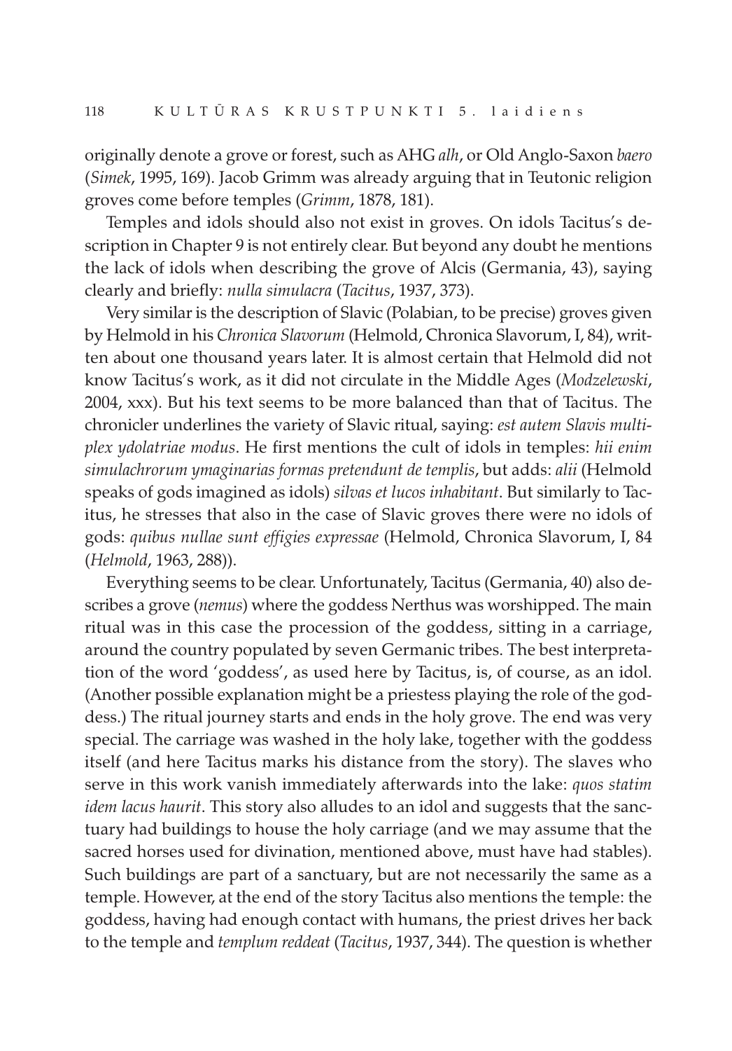originally denote a grove or forest, such as AHG *alh*, or Old Anglo-Saxon *baero* (*Simek*, 1995, 169). Jacob Grimm was already arguing that in Teutonic religion groves come before temples (*Grimm*, 1878, 181).

Temples and idols should also not exist in groves. On idols Tacitus's description in Chapter 9 is not entirely clear. But beyond any doubt he mentions the lack of idols when describing the grove of Alcis (Germania, 43), saying clearly and briefly: *nulla simulacra* (*Tacitus*, 1937, 373).

Very similar is the description of Slavic (Polabian, to be precise) groves given by Helmold in his *Chronica Slavorum* (Helmold, Chronica Slavorum, I, 84), written about one thousand years later. It is almost certain that Helmold did not know Tacitus's work, as it did not circulate in the Middle Ages (*Modzelewski*, 2004, xxx). But his text seems to be more balanced than that of Tacitus. The chronicler underlines the variety of Slavic ritual, saying: *est autem Slavis multiplex ydolatriae modus*. He first mentions the cult of idols in temples: *hii enim simulachrorum ymaginarias formas pretendunt de templis*, but adds: *alii* (Helmold speaks of gods imagined as idols) *silvas et lucos inhabitant*. But similarly to Tacitus, he stresses that also in the case of Slavic groves there were no idols of gods: *quibus nullae sunt effigies expressae* (Helmold, Chronica Slavorum, I, 84 (*Helmold*, 1963, 288)).

Everything seems to be clear. Unfortunately, Tacitus (Germania, 40) also describes a grove (*nemus*) where the goddess Nerthus was worshipped. The main ritual was in this case the procession of the goddess, sitting in a carriage, around the country populated by seven Germanic tribes. The best interpretation of the word 'goddess', as used here by Tacitus, is, of course, as an idol. (Another possible explanation might be a priestess playing the role of the goddess.) The ritual journey starts and ends in the holy grove. The end was very special. The carriage was washed in the holy lake, together with the goddess itself (and here Tacitus marks his distance from the story). The slaves who serve in this work vanish immediately afterwards into the lake: *quos statim idem lacus haurit*. This story also alludes to an idol and suggests that the sanctuary had buildings to house the holy carriage (and we may assume that the sacred horses used for divination, mentioned above, must have had stables). Such buildings are part of a sanctuary, but are not necessarily the same as a temple. However, at the end of the story Tacitus also mentions the temple: the goddess, having had enough contact with humans, the priest drives her back to the temple and *templum reddeat* (*Tacitus*, 1937, 344). The question is whether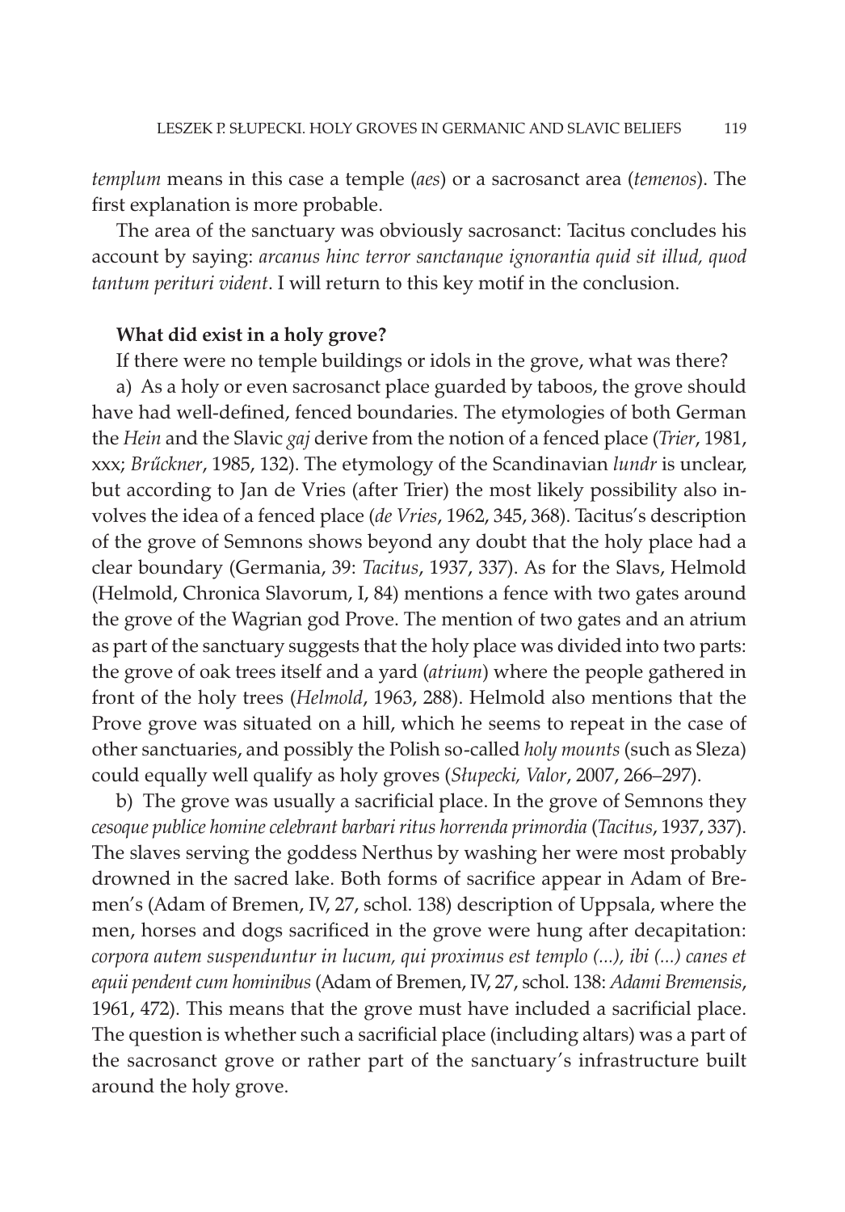*templum* means in this case a temple (*aes*) or a sacrosanct area (*temenos*). The first explanation is more probable.

The area of the sanctuary was obviously sacrosanct: Tacitus concludes his account by saying: *arcanus hinc terror sanctanque ignorantia quid sit illud, quod tantum perituri vident*. I will return to this key motif in the conclusion.

**What did exist in a holy grove?**

If there were no temple buildings or idols in the grove, what was there?

a) As a holy or even sacrosanct place guarded by taboos, the grove should have had well-defined, fenced boundaries. The etymologies of both German the *Hein* and the Slavic *gaj* derive from the notion of a fenced place (*Trier*, 1981, xxx; *Brűckner*, 1985, 132). The etymology of the Scandinavian *lundr* is unclear, but according to Jan de Vries (after Trier) the most likely possibility also involves the idea of a fenced place (*de Vries*, 1962, 345, 368). Tacitus's description of the grove of Semnons shows beyond any doubt that the holy place had a clear boundary (Germania, 39: *Tacitus*, 1937, 337). As for the Slavs, Helmold (Helmold, Chronica Slavorum, I, 84) mentions a fence with two gates around the grove of the Wagrian god Prove. The mention of two gates and an atrium as part of the sanctuary suggests that the holy place was divided into two parts: the grove of oak trees itself and a yard (*atrium*) where the people gathered in front of the holy trees (*Helmold*, 1963, 288). Helmold also mentions that the Prove grove was situated on a hill, which he seems to repeat in the case of other sanctuaries, and possibly the Polish so-called *holy mounts* (such as Sleza) could equally well qualify as holy groves (*Słupecki, Valor*, 2007, 266–297).

b) The grove was usually a sacrificial place. In the grove of Semnons they *cesoque publice homine celebrant barbari ritus horrenda primordia* (*Tacitus*, 1937, 337). The slaves serving the goddess Nerthus by washing her were most probably drowned in the sacred lake. Both forms of sacrifice appear in Adam of Bremen's (Adam of Bremen, IV, 27, schol. 138) description of Uppsala, where the men, horses and dogs sacrificed in the grove were hung after decapitation: *corpora autem suspenduntur in lucum, qui proximus est templo (...), ibi (...) canes et equii pendent cum hominibus* (Adam of Bremen, IV, 27, schol. 138: *Adami Bremensis*, 1961, 472). This means that the grove must have included a sacrificial place. The question is whether such a sacrificial place (including altars) was a part of the sacrosanct grove or rather part of the sanctuary's infrastructure built around the holy grove.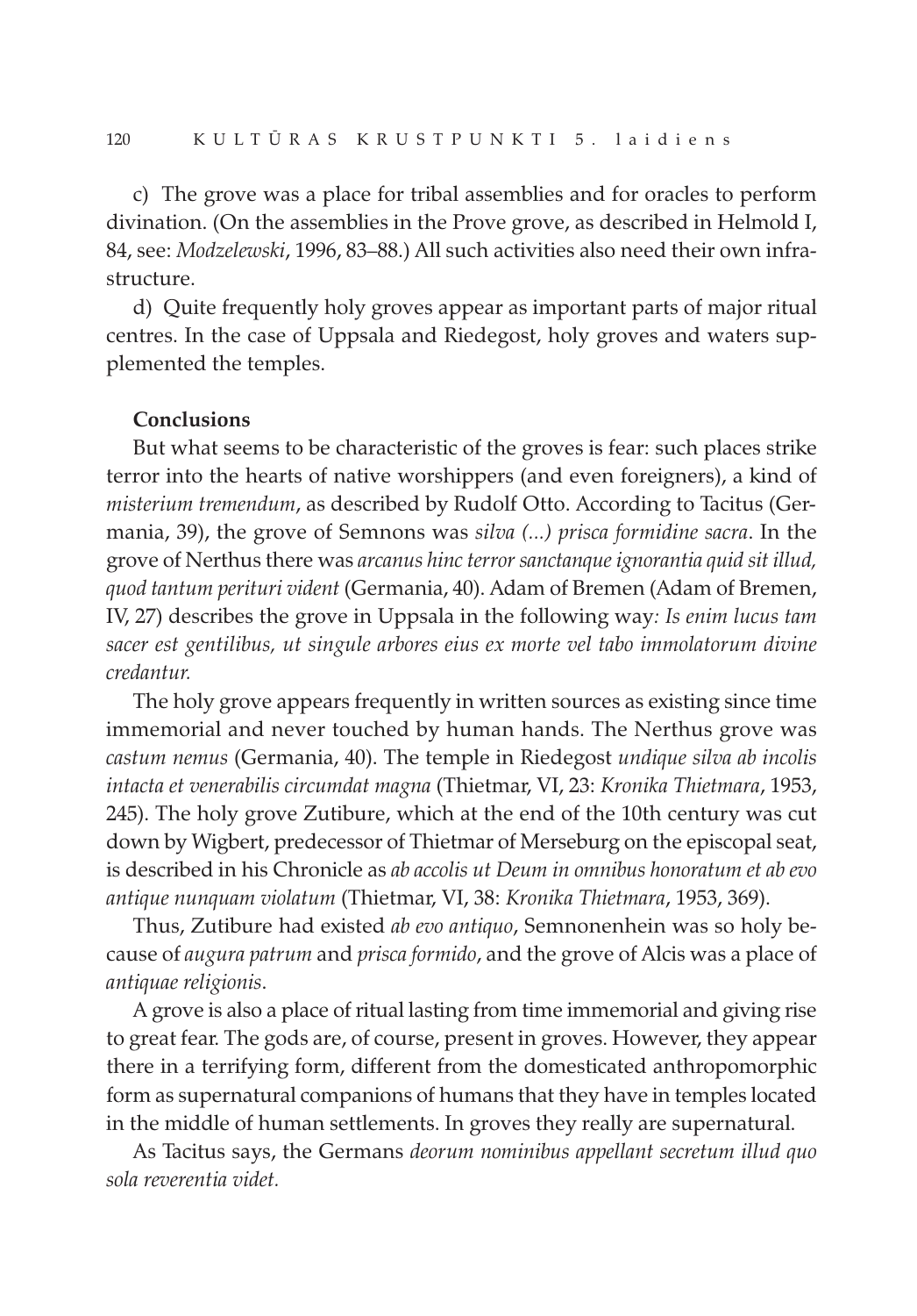c) The grove was a place for tribal assemblies and for oracles to perform divination. (On the assemblies in the Prove grove, as described in Helmold I, 84, see: *Modzelewski*, 1996, 83–88.) All such activities also need their own infrastructure.

d) Quite frequently holy groves appear as important parts of major ritual centres. In the case of Uppsala and Riedegost, holy groves and waters supplemented the temples.

**Conclusions**

But what seems to be characteristic of the groves is fear: such places strike terror into the hearts of native worshippers (and even foreigners), a kind of *misterium tremendum*, as described by Rudolf Otto. According to Tacitus (Germania, 39), the grove of Semnons was *silva (...) prisca formidine sacra*. In the grove of Nerthus there was *arcanus hinc terror sanctanque ignorantia quid sit illud, quod tantum perituri vident* (Germania, 40). Adam of Bremen (Adam of Bremen, IV, 27) describes the grove in Uppsala in the following way*: Is enim lucus tam sacer est gentilibus, ut singule arbores eius ex morte vel tabo immolatorum divine credantur.*

The holy grove appears frequently in written sources as existing since time immemorial and never touched by human hands. The Nerthus grove was *castum nemus* (Germania, 40). The temple in Riedegost *undique silva ab incolis intacta et venerabilis circumdat magna* (Thietmar, VI, 23: *Kronika Thietmara*, 1953, 245). The holy grove Zutibure, which at the end of the 10th century was cut down by Wigbert, predecessor of Thietmar of Merseburg on the episcopal seat, is described in his Chronicle as *ab accolis ut Deum in omnibus honoratum et ab evo antique nunquam violatum* (Thietmar, VI, 38: *Kronika Thietmara*, 1953, 369).

Thus, Zutibure had existed *ab evo antiquo*, Semnonenhein was so holy because of *augura patrum* and *prisca formido*, and the grove of Alcis was a place of *antiquae religionis*.

A grove is also a place of ritual lasting from time immemorial and giving rise to great fear. The gods are, of course, present in groves. However, they appear there in a terrifying form, different from the domesticated anthropomorphic form as supernatural companions of humans that they have in temples located in the middle of human settlements. In groves they really are supernatural.

As Tacitus says, the Germans *deorum nominibus appellant secretum illud quo sola reverentia videt.*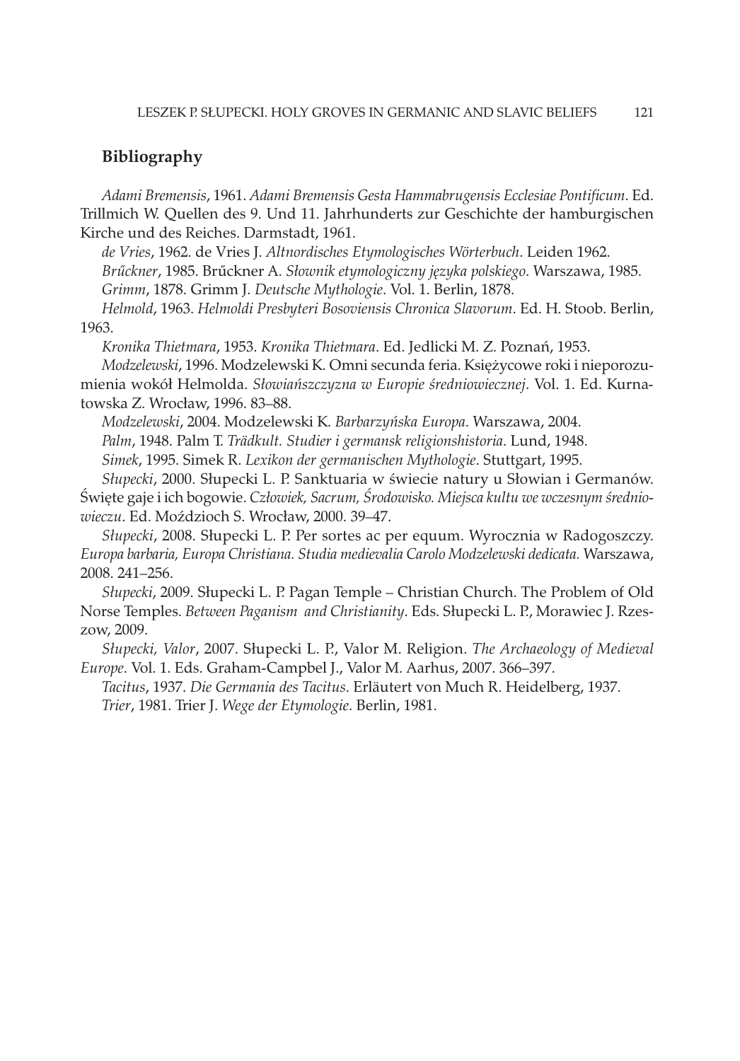## Bibliography

*Adami Bremensis*, 1961. *Adami Bremensis Gesta Hammabrugensis Ecclesiae Pontificum*. Ed. Trillmich W. Quellen des 9. Und 11. Jahrhunderts zur Geschichte der hamburgischen Kirche und des Reiches. Darmstadt, 1961.

*de Vries*, 1962. de Vries J. *Altnordisches Etymologisches Wörterbuch*. Leiden 1962.

*Brűckner*, 1985. Brűckner A. *Słownik etymologiczny języka polskiego*. Warszawa, 1985.

*Grimm*, 1878. Grimm J. *Deutsche Mythologie*. Vol. 1. Berlin, 1878.

*Helmold*, 1963. *Helmoldi Presbyteri Bosoviensis Chronica Slavorum*. Ed. H. Stoob. Berlin, 1963.

*Kronika Thietmara*, 1953. *Kronika Thietmara*. Ed. Jedlicki M. Z. Poznań, 1953.

*Modzelewski*, 1996. Modzelewski K. Omni secunda feria. Księżycowe roki i nieporozumienia wokół Helmolda. *Słowiańszczyzna w Europie średniowiecznej*. Vol. 1. Ed. Kurnatowska Z. Wrocław, 1996. 83–88.

*Modzelewski*, 2004. Modzelewski K. *Barbarzyńska Europa*. Warszawa, 2004.

*Palm*, 1948. Palm T. *Trädkult. Studier i germansk religionshistoria*. Lund, 1948.

*Simek*, 1995. Simek R. *Lexikon der germanischen Mythologie*. Stuttgart, 1995.

*Słupecki*, 2000. Słupecki L. P. Sanktuaria w świecie natury u Słowian i Germanów. Święte gaje i ich bogowie. *Człowiek, Sacrum, Środowisko. Miejsca kultu we wczesnym średniowieczu*. Ed. Moździoch S. Wrocław, 2000. 39–47.

*Słupecki*, 2008. Słupecki L. P. Per sortes ac per equum. Wyrocznia w Radogoszczy. *Europa barbaria, Europa Christiana. Studia medievalia Carolo Modzelewski dedicata.* Warszawa, 2008. 241–256.

*Słupecki*, 2009. Słupecki L. P. Pagan Temple – Christian Church. The Problem of Old Norse Temples. *Between Paganism and Christianity*. Eds. Słupecki L. P., Morawiec J. Rzeszow, 2009.

*Słupecki, Valor*, 2007. Słupecki L. P., Valor M. Religion. *The Archaeology of Medieval Europe*. Vol. 1. Eds. Graham-Campbel J., Valor M. Aarhus, 2007. 366–397.

*Tacitus*, 1937. *Die Germania des Tacitus*. Erläutert von Much R. Heidelberg, 1937.

*Trier*, 1981. Trier J. *Wege der Etymologie*. Berlin, 1981.